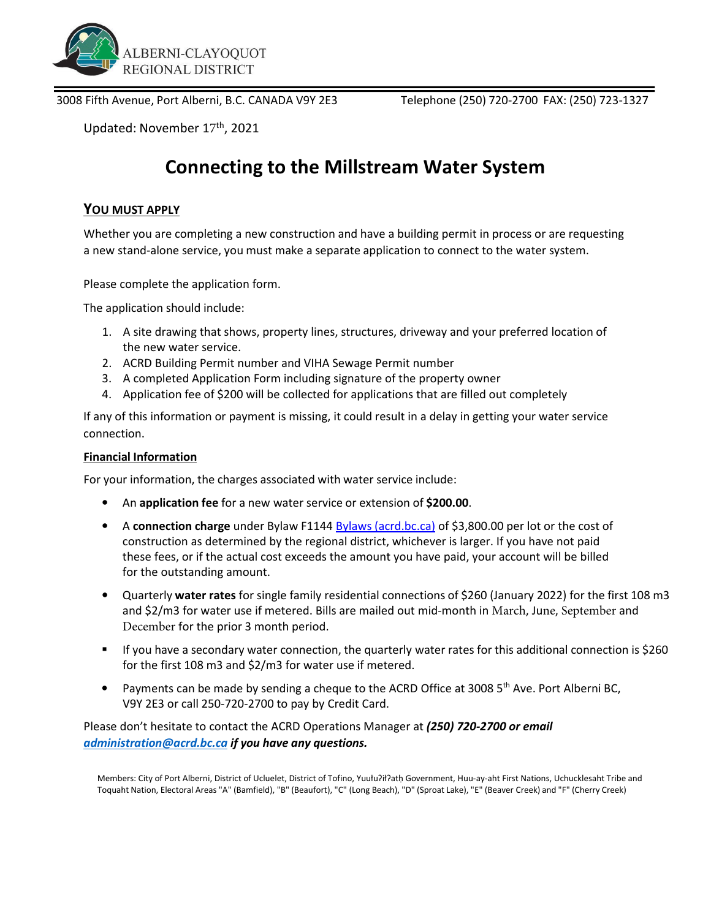ALBERNI-CLAYOQUOT REGIONAL DISTRICT

3008 Fifth Avenue, Port Alberni, B.C. CANADA V9Y 2E3 Telephone (250) 720-2700 FAX: (250) 723-1327

Updated: November 17th, 2021

# Connecting to the Millstream Water System

## YOU MUST APPLY

Whether you are completing a new construction and have a building permit in process or are requesting a new stand-alone service, you must make a separate application to connect to the water system.

Please complete the application form.

The application should include:

1. A site drawing that shows, property lines, structures, driveway and your preferred location of the new water service.
2. ACRD Building Permit number and VIHA Sewage Permit number
3. A completed Application Form including signature of the property owner
4. Application fee of $200 will be collected for applications that are filled out completely

If any of this information or payment is missing, it could result in a delay in getting your water service connection.

### Financial Information

For your information, the charges associated with water service include:

- An **application fee** for a new water service or extension of **$200.00**.
- A **connection charge** under Bylaw F1144 [Bylaws (acrd.bc.ca)](acrd.bc.ca) of $3,800.00 per lot or the cost of construction as determined by the regional district, whichever is larger. If you have not paid these fees, or if the actual cost exceeds the amount you have paid, your account will be billed for the outstanding amount.
- Quarterly **water rates** for single family residential connections of $260 (January 2022) for the first 108 m3 and $2/m3 for water use if metered. Bills are mailed out mid-month in March, June, September and December for the prior 3 month period.
- If you have a secondary water connection, the quarterly water rates for this additional connection is $260 for the first 108 m3 and $2/m3 for water use if metered.
- Payments can be made by sending a cheque to the ACRD Office at 3008 5th Ave. Port Alberni BC, V9Y 2E3 or call 250-720-2700 to pay by Credit Card.

Please don't hesitate to contact the ACRD Operations Manager at ***(250) 720-2700 or email administration@acrd.bc.ca if you have any questions.***

Members: City of Port Alberni, District of Ucluelet, District of Tofino, Yuułuʔiłʔatḥ Government, Huu-ay-aht First Nations, Uchucklesaht Tribe and Toquaht Nation, Electoral Areas "A" (Bamfield), "B" (Beaufort), "C" (Long Beach), "D" (Sproat Lake), "E" (Beaver Creek) and "F" (Cherry Creek)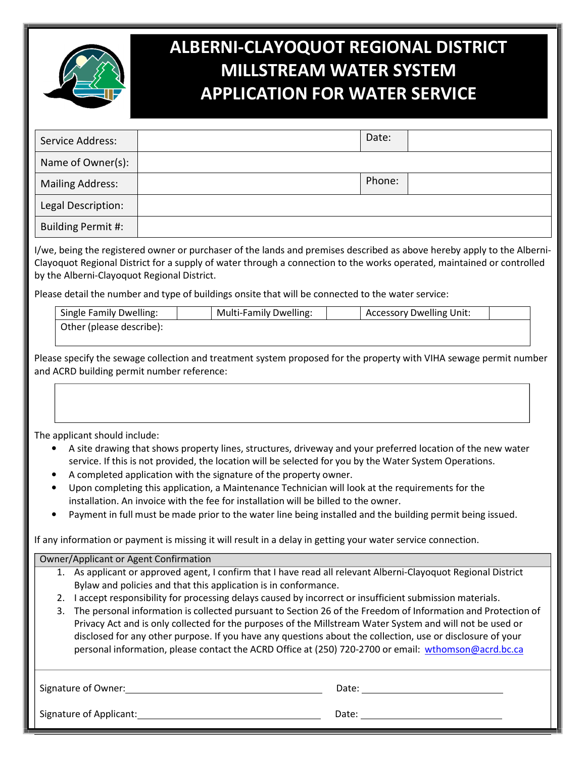# ALBERNI-CLAYOQUOT REGIONAL DISTRICT
# MILLSTREAM WATER SYSTEM
# APPLICATION FOR WATER SERVICE

| Service Address: | | Date: | |
|---|---|---|---|
| Name of Owner(s): | | | |
| Mailing Address: | | Phone: | |
| Legal Description: | | | |
| Building Permit #: | | | |

I/we, being the registered owner or purchaser of the lands and premises described as above hereby apply to the Alberni-Clayoquot Regional District for a supply of water through a connection to the works operated, maintained or controlled by the Alberni-Clayoquot Regional District.

Please detail the number and type of buildings onsite that will be connected to the water service:

| Single Family Dwelling: | | Multi-Family Dwelling: | | Accessory Dwelling Unit: | |
|---|---|---|---|---|---|
| Other (please describe): | | | | | |

Please specify the sewage collection and treatment system proposed for the property with VIHA sewage permit number and ACRD building permit number reference:

| |
|---|
| |

The applicant should include:

- A site drawing that shows property lines, structures, driveway and your preferred location of the new water service. If this is not provided, the location will be selected for you by the Water System Operations.
- A completed application with the signature of the property owner.
- Upon completing this application, a Maintenance Technician will look at the requirements for the installation. An invoice with the fee for installation will be billed to the owner.
- Payment in full must be made prior to the water line being installed and the building permit being issued.

If any information or payment is missing it will result in a delay in getting your water service connection.

**Owner/Applicant or Agent Confirmation**

1. As applicant or approved agent, I confirm that I have read all relevant Alberni-Clayoquot Regional District Bylaw and policies and that this application is in conformance.
2. I accept responsibility for processing delays caused by incorrect or insufficient submission materials.
3. The personal information is collected pursuant to Section 26 of the Freedom of Information and Protection of Privacy Act and is only collected for the purposes of the Millstream Water System and will not be used or disclosed for any other purpose. If you have any questions about the collection, use or disclosure of your personal information, please contact the ACRD Office at (250) 720-2700 or email: wthomson@acrd.bc.ca

Signature of Owner: ______________________________ Date: ______________________

Signature of Applicant: ______________________________ Date: ______________________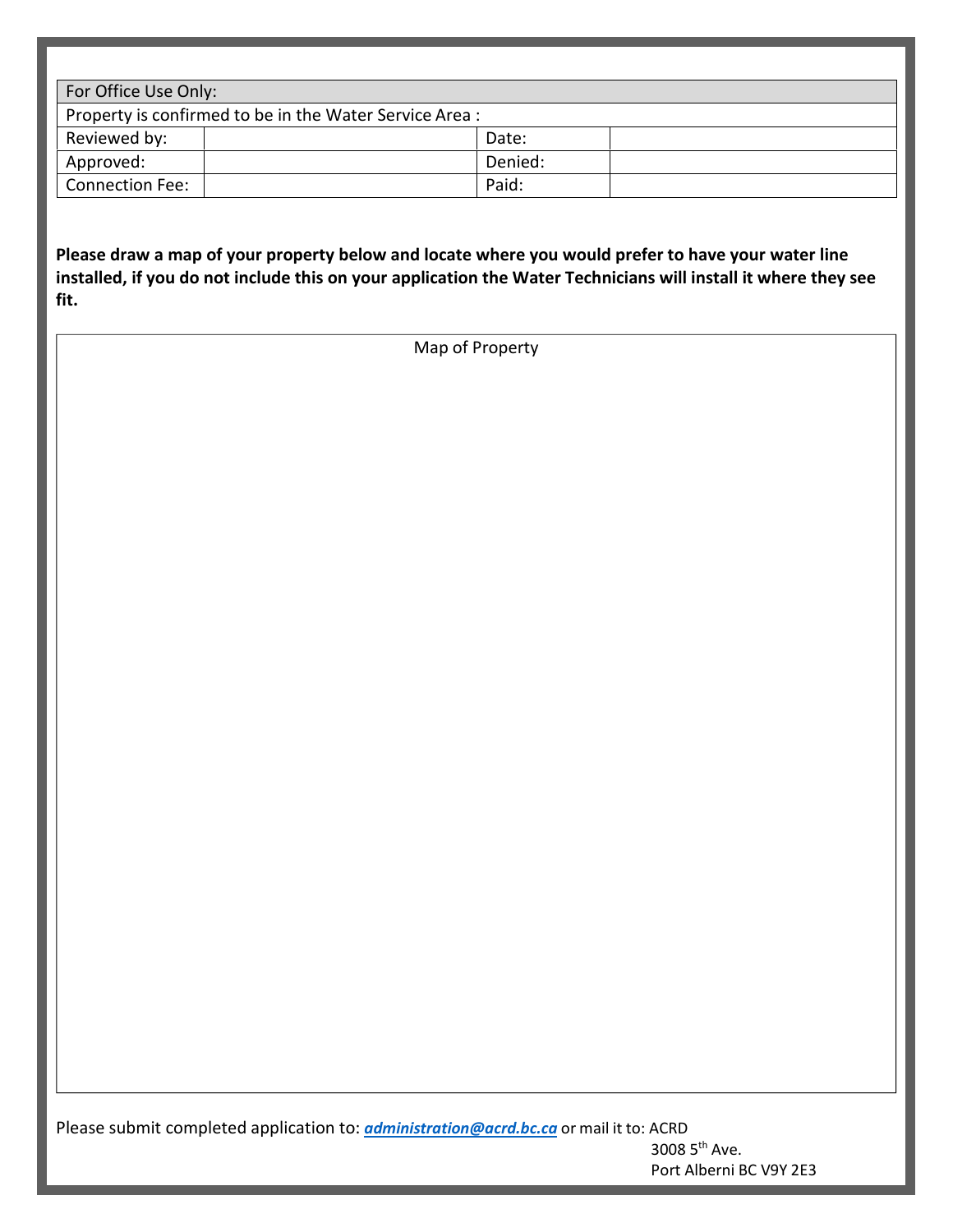| For Office Use Only: | | | |
|---|---|---|---|
| Property is confirmed to be in the Water Service Area : | | | |
| Reviewed by: | | Date: | |
| Approved: | | Denied: | |
| Connection Fee: | | Paid: | |

**Please draw a map of your property below and locate where you would prefer to have your water line installed, if you do not include this on your application the Water Technicians will install it where they see fit.**

Map of Property

Please submit completed application to: ***administration@acrd.bc.ca*** or mail it to: ACRD
3008 5th Ave.
Port Alberni BC V9Y 2E3